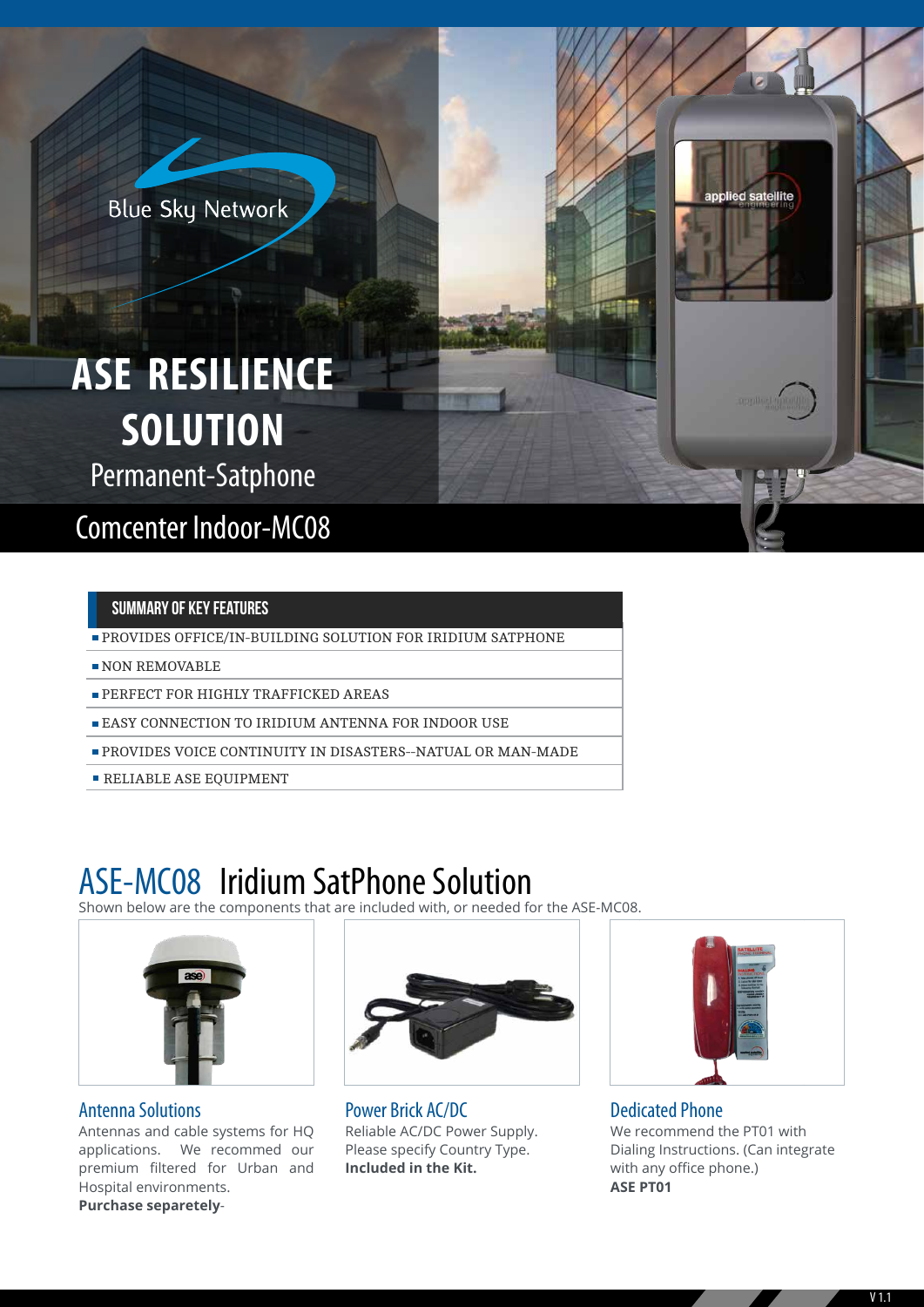Blue Sky Network

# ASE RESILIENCE SOLUTION

Permanent-Satphone

## Comcenter Indoor-MC08

### SUMMARY OF KEY FEATURES

- PROVIDES OFFICE/IN-BUILDING SOLUTION FOR IRIDIUM SATPHONE
- NON REMOVABLE
- PERFECT FOR HIGHLY TRAFFICKED AREAS
- EASY CONNECTION TO IRIDIUM ANTENNA FOR INDOOR USE
- PROVIDES VOICE CONTINUITY IN DISASTERS--NATUAL OR MAN-MADE
- RELIABLE ASE EQUIPMENT

## ASE-MC08 Iridium SatPhone Solution

Shown below are the components that are included with, or needed for the ASE-MC08.

### Antenna Solutions

Antennas and cable systems for HQ applications. We recommed our premium filtered for Urban and Hospital environments.
**Purchase separetely**-

### Power Brick AC/DC

Reliable AC/DC Power Supply.
Please specify Country Type.
**Included in the Kit.**

### Dedicated Phone

We recommend the PT01 with Dialing Instructions. (Can integrate with any office phone.)
**ASE PT01**

V 1.1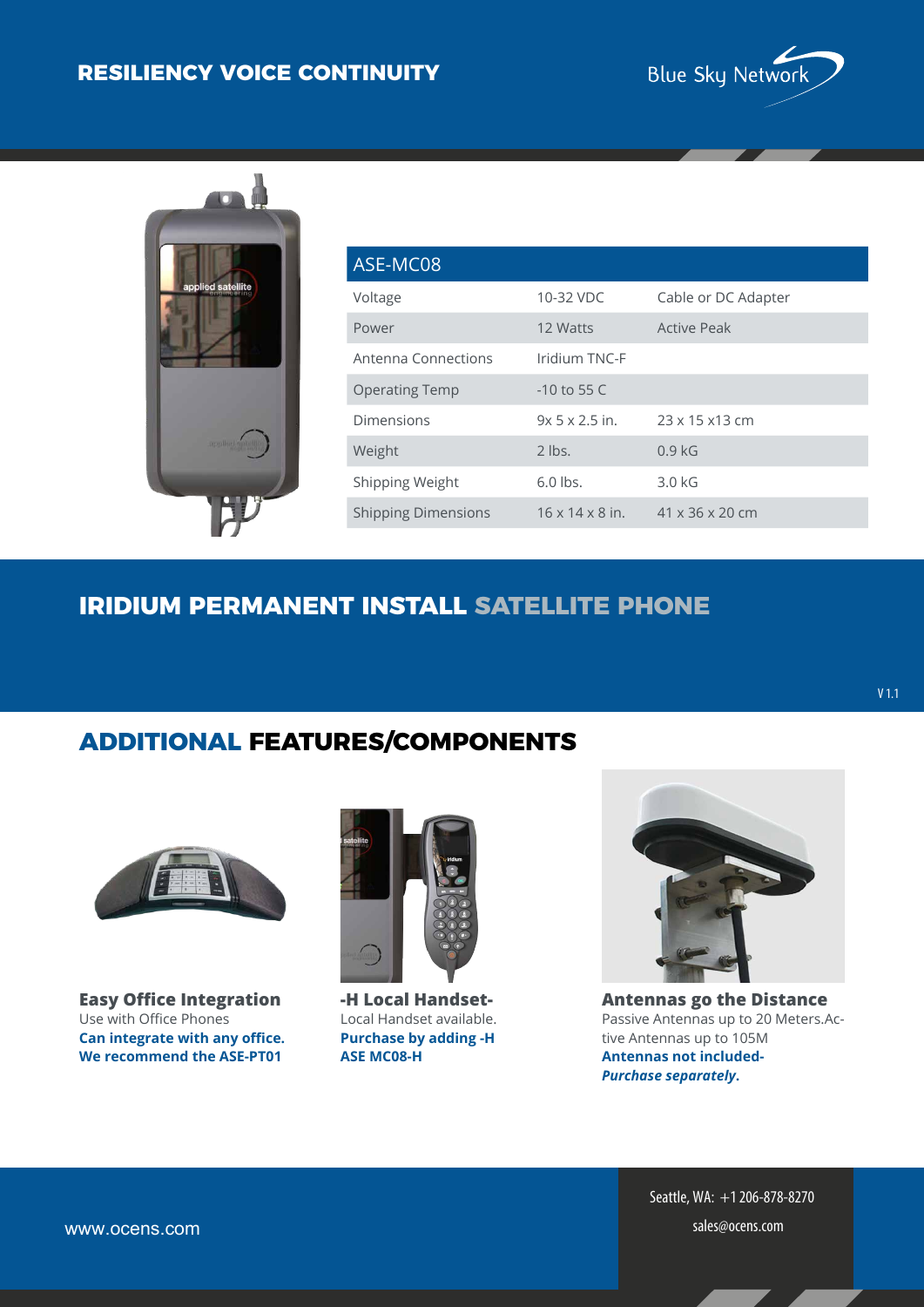# RESILIENCY VOICE CONTINUITY

Blue Sky Network

| ASE-MC08 | | |
|---|---|---|
| Voltage | 10-32 VDC | Cable or DC Adapter |
| Power | 12 Watts | Active Peak |
| Antenna Connections | Iridium TNC-F | |
| Operating Temp | -10 to 55 C | |
| Dimensions | 9x 5 x 2.5 in. | 23 x 15 x13 cm |
| Weight | 2 lbs. | 0.9 kG |
| Shipping Weight | 6.0 lbs. | 3.0 kG |
| Shipping Dimensions | 16 x 14 x 8 in. | 41 x 36 x 20 cm |

## IRIDIUM PERMANENT INSTALL SATELLITE PHONE

V 1.1

## ADDITIONAL FEATURES/COMPONENTS

**Easy Office Integration**
Use with Office Phones
**Can integrate with any office.**
**We recommend the ASE-PT01**

**-H Local Handset-**
Local Handset available.
**Purchase by adding -H**
**ASE MC08-H**

**Antennas go the Distance**
Passive Antennas up to 20 Meters.Active Antennas up to 105M
**Antennas not included-**
***Purchase separately.***

www.ocens.com

Seattle, WA: +1 206-878-8270
sales@ocens.com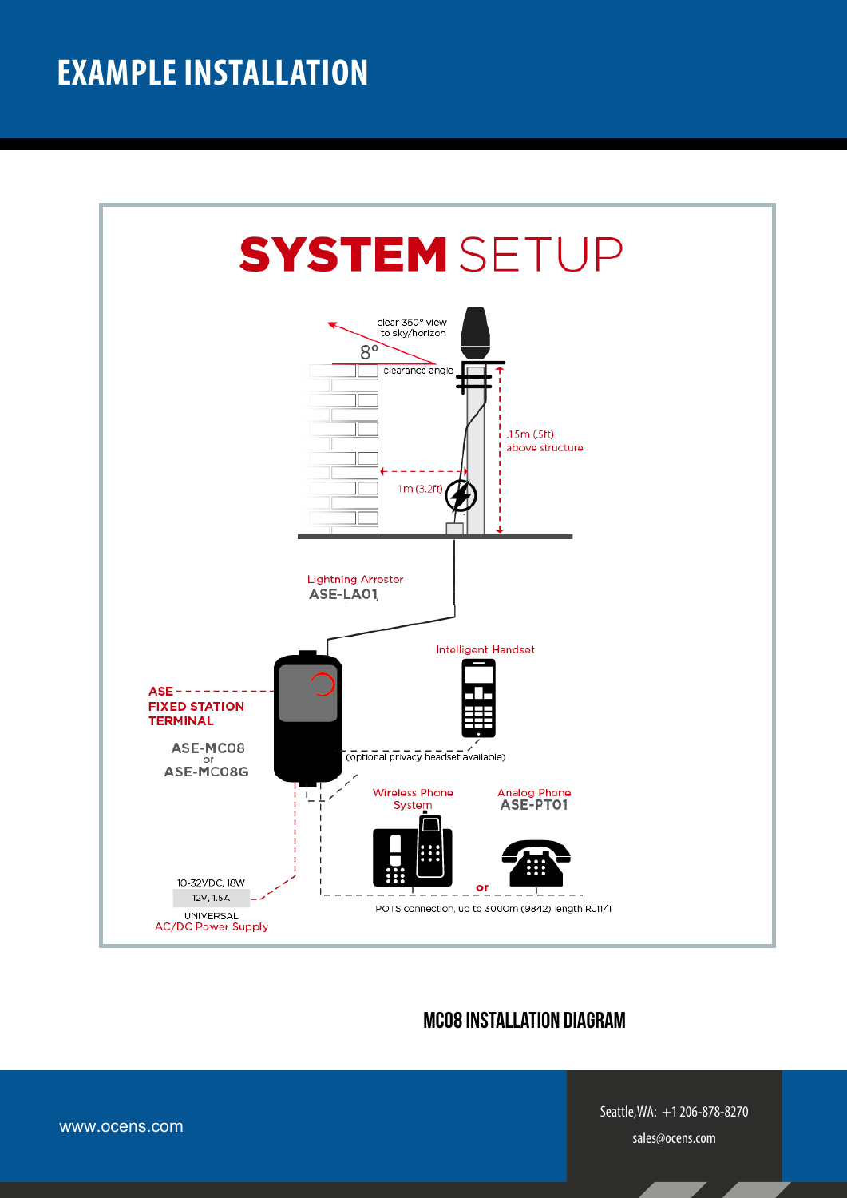# EXAMPLE INSTALLATION

## SYSTEM SETUP

clear 360° view to sky/horizon

8°

clearance angle

.15m (.5ft) above structure

1m (3.2ft)

Lightning Arrester
ASE-LA01

Intelligent Handset

ASE FIXED STATION TERMINAL

ASE-MC08
or
ASE-MC08G

(optional privacy headset available)

Wireless Phone System

Analog Phone
ASE-PT01

or

10-32VDC, 18W

12V, 1.5A

UNIVERSAL
AC/DC Power Supply

POTS connection, up to 3000m (9842) length RJ11/T

MC08 INSTALLATION DIAGRAM

www.ocens.com

Seattle,WA: +1 206-878-8270

sales@ocens.com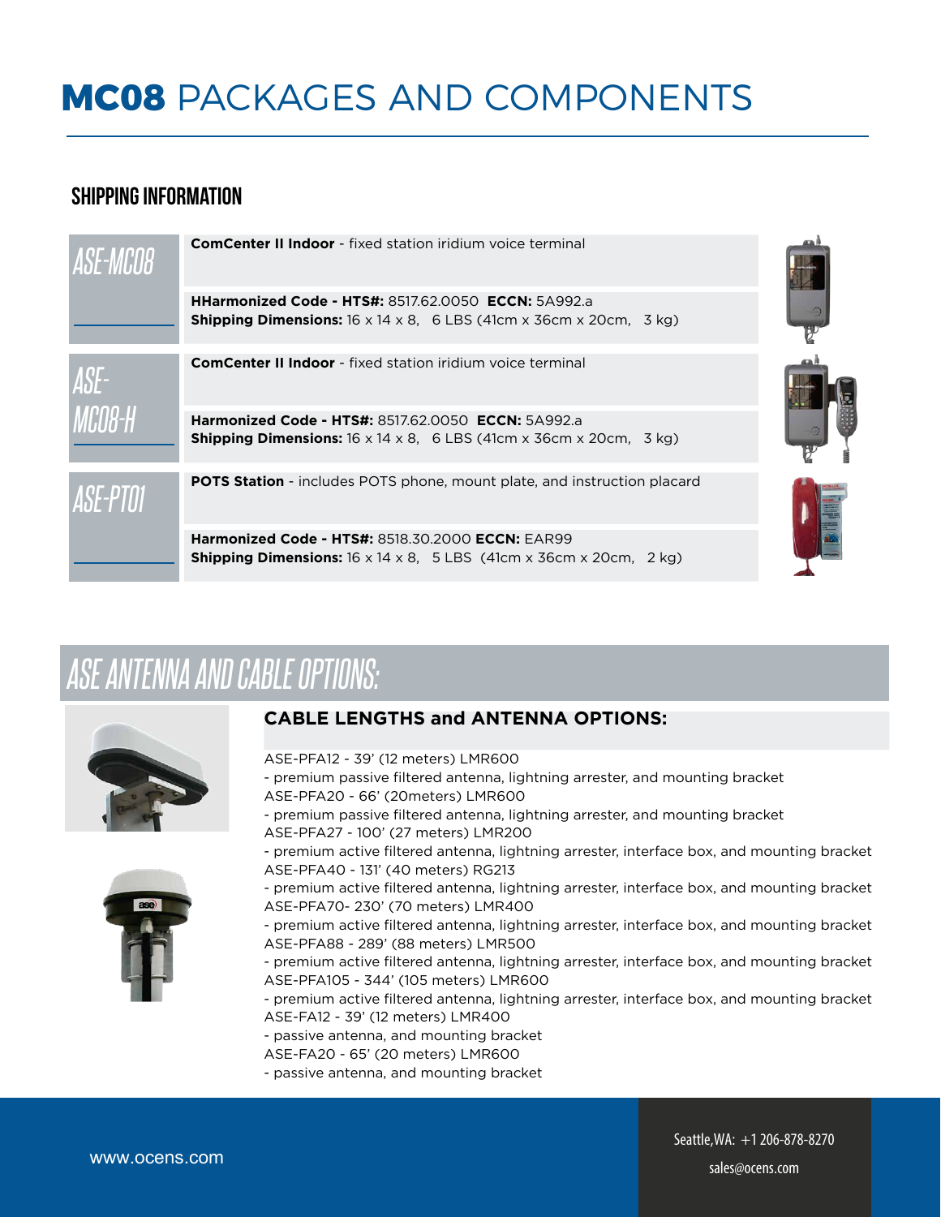# **MC08** PACKAGES AND COMPONENTS

## SHIPPING INFORMATION

| | |
|---|---|
| *ASE-MC08* | **ComCenter II Indoor** - fixed station iridium voice terminal<br>**HHarmonized Code - HTS#:** 8517.62.0050 **ECCN:** 5A992.a<br>**Shipping Dimensions:** 16 x 14 x 8, 6 LBS (41cm x 36cm x 20cm, 3 kg) |
| *ASE-MC08-H* | **ComCenter II Indoor** - fixed station iridium voice terminal<br>**Harmonized Code - HTS#:** 8517.62.0050 **ECCN:** 5A992.a<br>**Shipping Dimensions:** 16 x 14 x 8, 6 LBS (41cm x 36cm x 20cm, 3 kg) |
| *ASE-PT01* | **POTS Station** - includes POTS phone, mount plate, and instruction placard<br>**Harmonized Code - HTS#:** 8518.30.2000 **ECCN:** EAR99<br>**Shipping Dimensions:** 16 x 14 x 8, 5 LBS (41cm x 36cm x 20cm, 2 kg) |

## ASE ANTENNA AND CABLE OPTIONS:

### CABLE LENGTHS and ANTENNA OPTIONS:

ASE-PFA12 - 39' (12 meters) LMR600
- premium passive filtered antenna, lightning arrester, and mounting bracket

ASE-PFA20 - 66' (20meters) LMR600
- premium passive filtered antenna, lightning arrester, and mounting bracket

ASE-PFA27 - 100' (27 meters) LMR200
- premium active filtered antenna, lightning arrester, interface box, and mounting bracket

ASE-PFA40 - 131' (40 meters) RG213
- premium active filtered antenna, lightning arrester, interface box, and mounting bracket

ASE-PFA70- 230' (70 meters) LMR400
- premium active filtered antenna, lightning arrester, interface box, and mounting bracket

ASE-PFA88 - 289' (88 meters) LMR500
- premium active filtered antenna, lightning arrester, interface box, and mounting bracket

ASE-PFA105 - 344' (105 meters) LMR600
- premium active filtered antenna, lightning arrester, interface box, and mounting bracket

ASE-FA12 - 39' (12 meters) LMR400
- passive antenna, and mounting bracket

ASE-FA20 - 65' (20 meters) LMR600
- passive antenna, and mounting bracket

www.ocens.com

Seattle,WA: +1 206-878-8270

sales@ocens.com